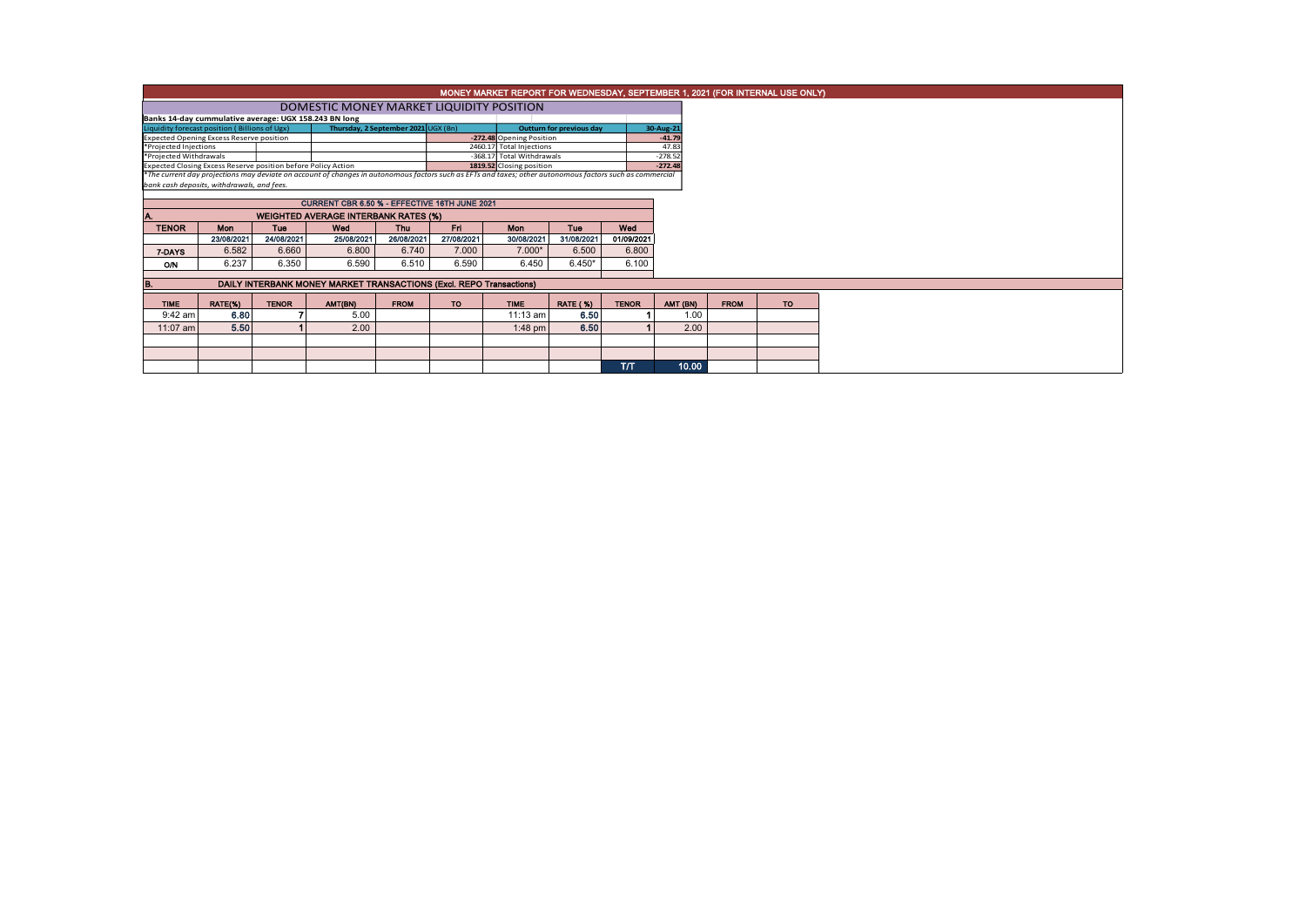# MONEY MARKET REPORT FOR WEDNESDAY, SEPTEMBER 1, 2021 (FOR INTERNAL USE ONLY)

## DOMESTIC MONEY MARKET LIQUIDITY POSITION

**Banks 14-day cummulative average: UGX 158.243 BN long**

| Liquidity forecast position ( Billions of Ugx) | Thursday, 2 September 2021 UGX (Bn) | Outturn for previous day | 30-Aug-21 |
|---|---|---|---|
| Expected Opening Excess Reserve position | -272.48 | Opening Position | -41.79 |
| *Projected Injections | 2460.17 | Total Injections | 47.83 |
| *Projected Withdrawals | -368.17 | Total Withdrawals | -278.52 |
| Expected Closing Excess Reserve position before Policy Action | 1819.52 | Closing position | -272.48 |

*The current day projections may deviate on account of changes in autonomous factors such as EFTs and taxes; other autonomous factors such as commercial bank cash deposits, withdrawals, and fees.*

**CURRENT CBR 6.50 % - EFFECTIVE 16TH JUNE 2021**

### A. WEIGHTED AVERAGE INTERBANK RATES (%)

| TENOR | Mon | Tue | Wed | Thu | Fri | Mon | Tue | Wed |
|---|---|---|---|---|---|---|---|---|
| | 23/08/2021 | 24/08/2021 | 25/08/2021 | 26/08/2021 | 27/08/2021 | 30/08/2021 | 31/08/2021 | 01/09/2021 |
| 7-DAYS | 6.582 | 6.660 | 6.800 | 6.740 | 7.000 | 7.000* | 6.500 | 6.800 |
| O/N | 6.237 | 6.350 | 6.590 | 6.510 | 6.590 | 6.450 | 6.450* | 6.100 |

### B. DAILY INTERBANK MONEY MARKET TRANSACTIONS (Excl. REPO Transactions)

| TIME | RATE(%) | TENOR | AMT(BN) | FROM | TO | TIME | RATE (%) | TENOR | AMT (BN) | FROM | TO |
|---|---|---|---|---|---|---|---|---|---|---|---|
| 9:42 am | 6.80 | 7 | 5.00 | | | 11:13 am | 6.50 | 1 | 1.00 | | |
| 11:07 am | 5.50 | 1 | 2.00 | | | 1:48 pm | 6.50 | 1 | 2.00 | | |
| | | | | | | | | T/T | 10.00 | | |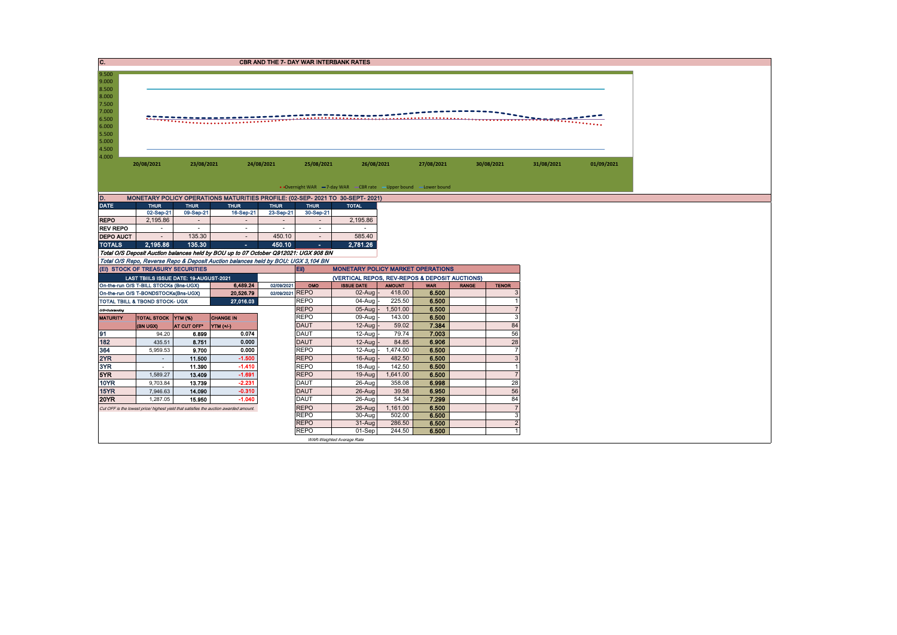## C. CBR AND THE 7- DAY WAR INTERBANK RATES

9.500
9.000
8.500
8.000
7.500
7.000
6.500
6.000
5.500
5.000
4.500
4.000

20/08/2021 23/08/2021 24/08/2021 25/08/2021 26/08/2021 27/08/2021 30/08/2021 31/08/2021 01/09/2021

Overnight WAR — 7-day WAR — CBR rate — Upper bound — Lower bound

## D. MONETARY POLICY OPERATIONS MATURITIES PROFILE: (02-SEP- 2021 TO 30-SEPT- 2021)

| DATE | THUR | THUR | THUR | THUR | THUR | TOTAL |
|---|---|---|---|---|---|---|
| | 02-Sep-21 | 09-Sep-21 | 16-Sep-21 | 23-Sep-21 | 30-Sep-21 | |
| REPO | 2,195.86 | - | - | - | - | 2,195.86 |
| REV REPO | - | - | - | - | - | - |
| DEPO AUCT | - | 135.30 | - | 450.10 | - | 585.40 |
| TOTALS | 2,195.86 | 135.30 | - | 450.10 | - | 2,781.26 |

*Total O/S Deposit Auction balances held by BOU up to 07 October Q912021: UGX 908 BN*

*Total O/S Repo, Reverse Repo & Deposit Auction balances held by BOU: UGX 3,104 BN*

## (EI) STOCK OF TREASURY SECURITIES

| LAST TBIILS ISSUE DATE: 19-AUGUST-2021 | | | |
|---|---|---|---|
| On-the-run O/S T-BILL STOCKs (Bns-UGX) | | 6,489.24 | 02/09/2021 |
| On-the-run O/S T-BONDSTOCKs(Bns-UGX) | | 20,526.79 | 02/09/2021 |
| TOTAL TBILL & TBOND STOCK- UGX | | 27,016.03 | |

O/S=Outstanding

| MATURITY | TOTAL STOCK (BN UGX) | YTM (%) AT CUT OFF* | CHANGE IN YTM (+/-) |
|---|---|---|---|
| 91 | 94.20 | 6.899 | 0.074 |
| 182 | 435.51 | 8.751 | 0.000 |
| 364 | 5,959.53 | 9.700 | 0.000 |
| 2YR | - | 11.500 | -1.500 |
| 3YR | - | 11.390 | -1.410 |
| 5YR | 1,589.27 | 13.409 | -1.691 |
| 10YR | 9,703.84 | 13.739 | -2.231 |
| 15YR | 7,946.63 | 14.090 | -0.310 |
| 20YR | 1,287.05 | 15.950 | -1.040 |

*Cut OFF is the lowest price/ highest yield that satisfies the auction awarded amount.*

## Eii) MONETARY POLICY MARKET OPERATIONS

### (VERTICAL REPOS, REV-REPOS & DEPOSIT AUCTIONS)

| OMO | ISSUE DATE | AMOUNT | WAR | RANGE | TENOR |
|---|---|---|---|---|---|
| REPO | 02-Aug - | 418.00 | 6.500 | | 3 |
| REPO | 04-Aug - | 225.50 | 6.500 | | 1 |
| REPO | 05-Aug - | 1,501.00 | 6.500 | | 7 |
| REPO | 09-Aug - | 143.00 | 6.500 | | 3 |
| DAUT | 12-Aug - | 59.02 | 7.384 | | 84 |
| DAUT | 12-Aug - | 79.74 | 7.003 | | 56 |
| DAUT | 12-Aug - | 84.85 | 6.906 | | 28 |
| REPO | 12-Aug - | 1,474.00 | 6.500 | | 7 |
| REPO | 16-Aug - | 482.50 | 6.500 | | 3 |
| REPO | 18-Aug - | 142.50 | 6.500 | | 1 |
| REPO | 19-Aug | 1,641.00 | 6.500 | | 7 |
| DAUT | 26-Aug | 358.08 | 6.998 | | 28 |
| DAUT | 26-Aug | 39.58 | 6.950 | | 56 |
| DAUT | 26-Aug | 54.34 | 7.299 | | 84 |
| REPO | 26-Aug | 1,161.00 | 6.500 | | 7 |
| REPO | 30-Aug | 502.00 | 6.500 | | 3 |
| REPO | 31-Aug | 286.50 | 6.500 | | 2 |
| REPO | 01-Sep | 244.50 | 6.500 | | 1 |

*WAR-Weighted Average Rate*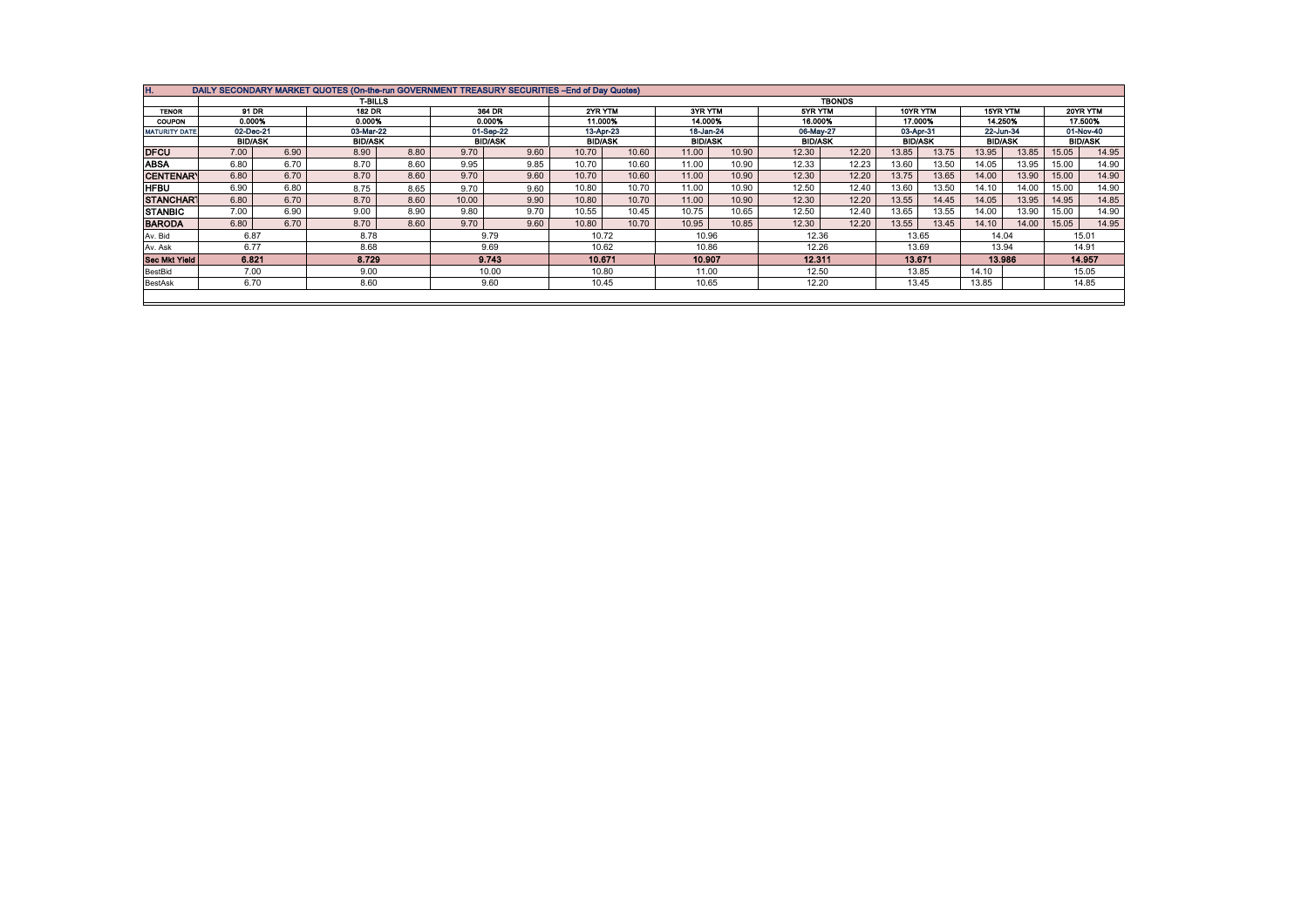| H. | DAILY SECONDARY MARKET QUOTES (On-the-run GOVERNMENT TREASURY SECURITIES –End of Day Quotes) | | | | | | | | | | | | | | | | | |
|---|---|---|---|---|---|---|---|---|---|---|---|---|---|---|---|---|---|---|
| | T-BILLS | | | | | | TBONDS | | | | | | | | | | | |
| TENOR | 91 DR | | 182 DR | | 364 DR | | 2YR YTM | | 3YR YTM | | 5YR YTM | | 10YR YTM | | 15YR YTM | | 20YR YTM | |
| COUPON | 0.000% | | 0.000% | | 0.000% | | 11.000% | | 14.000% | | 16.000% | | 17.000% | | 14.250% | | 17.500% | |
| MATURITY DATE | 02-Dec-21 | | 03-Mar-22 | | 01-Sep-22 | | 13-Apr-23 | | 18-Jan-24 | | 06-May-27 | | 03-Apr-31 | | 22-Jun-34 | | 01-Nov-40 | |
| | BID/ASK | | BID/ASK | | BID/ASK | | BID/ASK | | BID/ASK | | BID/ASK | | BID/ASK | | BID/ASK | | BID/ASK | |
| DFCU | 7.00 | 6.90 | 8.90 | 8.80 | 9.70 | 9.60 | 10.70 | 10.60 | 11.00 | 10.90 | 12.30 | 12.20 | 13.85 | 13.75 | 13.95 | 13.85 | 15.05 | 14.95 |
| ABSA | 6.80 | 6.70 | 8.70 | 8.60 | 9.95 | 9.85 | 10.70 | 10.60 | 11.00 | 10.90 | 12.33 | 12.23 | 13.60 | 13.50 | 14.05 | 13.95 | 15.00 | 14.90 |
| CENTENARY | 6.80 | 6.70 | 8.70 | 8.60 | 9.70 | 9.60 | 10.70 | 10.60 | 11.00 | 10.90 | 12.30 | 12.20 | 13.75 | 13.65 | 14.00 | 13.90 | 15.00 | 14.90 |
| HFBU | 6.90 | 6.80 | 8.75 | 8.65 | 9.70 | 9.60 | 10.80 | 10.70 | 11.00 | 10.90 | 12.50 | 12.40 | 13.60 | 13.50 | 14.10 | 14.00 | 15.00 | 14.90 |
| STANCHART | 6.80 | 6.70 | 8.70 | 8.60 | 10.00 | 9.90 | 10.80 | 10.70 | 11.00 | 10.90 | 12.30 | 12.20 | 13.55 | 14.45 | 14.05 | 13.95 | 14.95 | 14.85 |
| STANBIC | 7.00 | 6.90 | 9.00 | 8.90 | 9.80 | 9.70 | 10.55 | 10.45 | 10.75 | 10.65 | 12.50 | 12.40 | 13.65 | 13.55 | 14.00 | 13.90 | 15.00 | 14.90 |
| BARODA | 6.80 | 6.70 | 8.70 | 8.60 | 9.70 | 9.60 | 10.80 | 10.70 | 10.95 | 10.85 | 12.30 | 12.20 | 13.55 | 13.45 | 14.10 | 14.00 | 15.05 | 14.95 |
| Av. Bid | 6.87 | | 8.78 | | 9.79 | | 10.72 | | 10.96 | | 12.36 | | 13.65 | | 14.04 | | 15.01 | |
| Av. Ask | 6.77 | | 8.68 | | 9.69 | | 10.62 | | 10.86 | | 12.26 | | 13.69 | | 13.94 | | 14.91 | |
| Sec Mkt Yield | 6.821 | | 8.729 | | 9.743 | | 10.671 | | 10.907 | | 12.311 | | 13.671 | | 13.986 | | 14.957 | |
| BestBid | 7.00 | | 9.00 | | 10.00 | | 10.80 | | 11.00 | | 12.50 | | 13.85 | | 14.10 | | 15.05 | |
| BestAsk | 6.70 | | 8.60 | | 9.60 | | 10.45 | | 10.65 | | 12.20 | | 13.45 | | 13.85 | | 14.85 | |